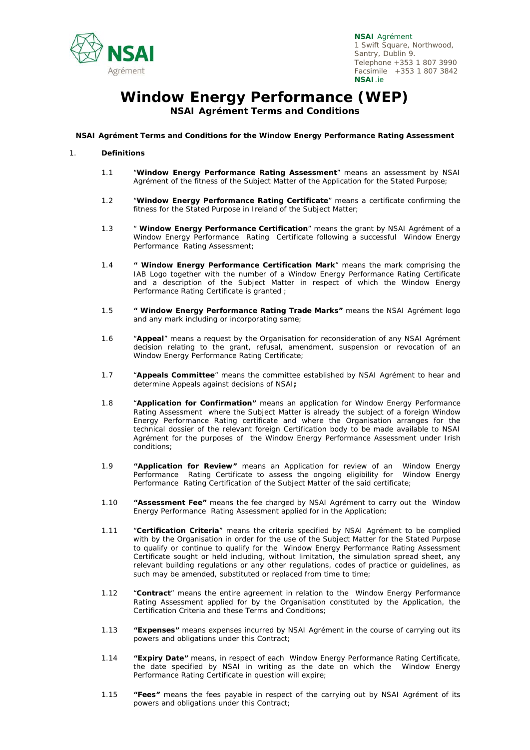NSAI Agrément
1 Swift Square, Northwood,
Santry, Dublin 9.
Telephone +353 1 807 3990
Facsimile +353 1 807 3842
NSAI.ie

# Window Energy Performance (WEP)

## NSAI Agrément Terms and Conditions

**NSAI Agrément Terms and Conditions for the Window Energy Performance Rating Assessment**

1. **Definitions**

1.1 "**Window Energy Performance Rating Assessment**" means an assessment by NSAI Agrément of the fitness of the Subject Matter of the Application for the Stated Purpose;

1.2 "**Window Energy Performance Rating Certificate**" means a certificate confirming the fitness for the Stated Purpose in Ireland of the Subject Matter;

1.3 " **Window Energy Performance Certification**" means the grant by NSAI Agrément of a Window Energy Performance Rating Certificate following a successful Window Energy Performance Rating Assessment;

1.4 **" Window Energy Performance Certification Mark**" means the mark comprising the IAB Logo together with the number of a Window Energy Performance Rating Certificate and a description of the Subject Matter in respect of which the Window Energy Performance Rating Certificate is granted ;

1.5 **" Window Energy Performance Rating Trade Marks"** means the NSAI Agrément logo and any mark including or incorporating same;

1.6 "**Appeal**" means a request by the Organisation for reconsideration of any NSAI Agrément decision relating to the grant, refusal, amendment, suspension or revocation of an Window Energy Performance Rating Certificate;

1.7 "**Appeals Committee**" means the committee established by NSAI Agrément to hear and determine Appeals against decisions of NSAI**;**

1.8 "**Application for Confirmation"** means an application for Window Energy Performance Rating Assessment where the Subject Matter is already the subject of a foreign Window Energy Performance Rating certificate and where the Organisation arranges for the technical dossier of the relevant foreign Certification body to be made available to NSAI Agrément for the purposes of the Window Energy Performance Assessment under Irish conditions;

1.9 **"Application for Review"** means an Application for review of an Window Energy Performance Rating Certificate to assess the ongoing eligibility for Window Energy Performance Rating Certification of the Subject Matter of the said certificate;

1.10 **"Assessment Fee"** means the fee charged by NSAI Agrément to carry out the Window Energy Performance Rating Assessment applied for in the Application;

1.11 "**Certification Criteria**" means the criteria specified by NSAI Agrément to be complied with by the Organisation in order for the use of the Subject Matter for the Stated Purpose to qualify or continue to qualify for the Window Energy Performance Rating Assessment Certificate sought or held including, without limitation, the simulation spread sheet, any relevant building regulations or any other regulations, codes of practice or guidelines, as such may be amended, substituted or replaced from time to time;

1.12 "**Contract**" means the entire agreement in relation to the Window Energy Performance Rating Assessment applied for by the Organisation constituted by the Application, the Certification Criteria and these Terms and Conditions;

1.13 **"Expenses"** means expenses incurred by NSAI Agrément in the course of carrying out its powers and obligations under this Contract;

1.14 **"Expiry Date"** means, in respect of each Window Energy Performance Rating Certificate, the date specified by NSAI in writing as the date on which the Window Energy Performance Rating Certificate in question will expire;

1.15 **"Fees"** means the fees payable in respect of the carrying out by NSAI Agrément of its powers and obligations under this Contract;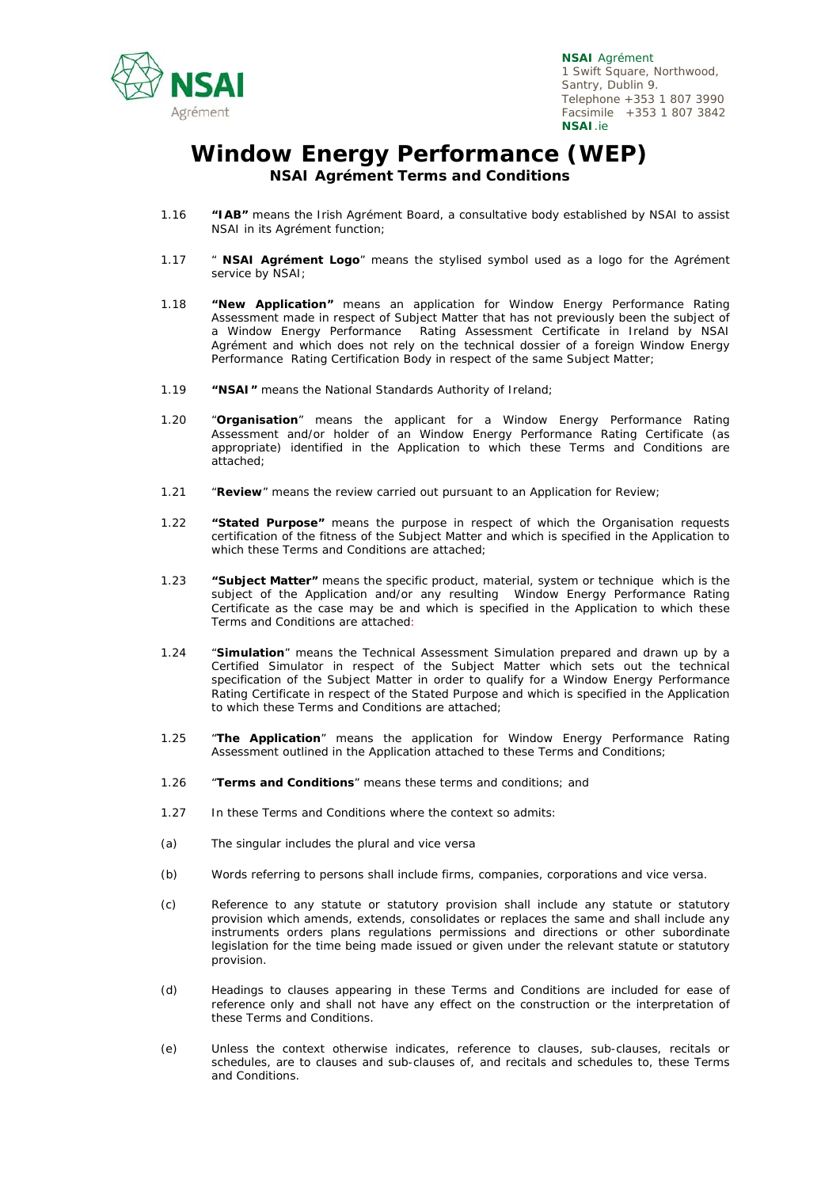# Window Energy Performance (WEP)

## NSAI Agrément Terms and Conditions

1.16 **"IAB"** means the Irish Agrément Board, a consultative body established by NSAI to assist NSAI in its Agrément function;

1.17 " **NSAI Agrément Logo**" means the stylised symbol used as a logo for the Agrément service by NSAI;

1.18 **"New Application"** means an application for Window Energy Performance Rating Assessment made in respect of Subject Matter that has not previously been the subject of a Window Energy Performance Rating Assessment Certificate in Ireland by NSAI Agrément and which does not rely on the technical dossier of a foreign Window Energy Performance Rating Certification Body in respect of the same Subject Matter;

1.19 **"NSAI"** means the National Standards Authority of Ireland;

1.20 "**Organisation**" means the applicant for a Window Energy Performance Rating Assessment and/or holder of an Window Energy Performance Rating Certificate (as appropriate) identified in the Application to which these Terms and Conditions are attached;

1.21 "**Review**" means the review carried out pursuant to an Application for Review;

1.22 **"Stated Purpose"** means the purpose in respect of which the Organisation requests certification of the fitness of the Subject Matter and which is specified in the Application to which these Terms and Conditions are attached;

1.23 **"Subject Matter"** means the specific product, material, system or technique which is the subject of the Application and/or any resulting Window Energy Performance Rating Certificate as the case may be and which is specified in the Application to which these Terms and Conditions are attached:

1.24 "**Simulation**" means the Technical Assessment Simulation prepared and drawn up by a Certified Simulator in respect of the Subject Matter which sets out the technical specification of the Subject Matter in order to qualify for a Window Energy Performance Rating Certificate in respect of the Stated Purpose and which is specified in the Application to which these Terms and Conditions are attached;

1.25 "**The Application**" means the application for Window Energy Performance Rating Assessment outlined in the Application attached to these Terms and Conditions;

1.26 "**Terms and Conditions**" means these terms and conditions; and

1.27 In these Terms and Conditions where the context so admits:

(a) The singular includes the plural and vice versa

(b) Words referring to persons shall include firms, companies, corporations and vice versa.

(c) Reference to any statute or statutory provision shall include any statute or statutory provision which amends, extends, consolidates or replaces the same and shall include any instruments orders plans regulations permissions and directions or other subordinate legislation for the time being made issued or given under the relevant statute or statutory provision.

(d) Headings to clauses appearing in these Terms and Conditions are included for ease of reference only and shall not have any effect on the construction or the interpretation of these Terms and Conditions.

(e) Unless the context otherwise indicates, reference to clauses, sub-clauses, recitals or schedules, are to clauses and sub-clauses of, and recitals and schedules to, these Terms and Conditions.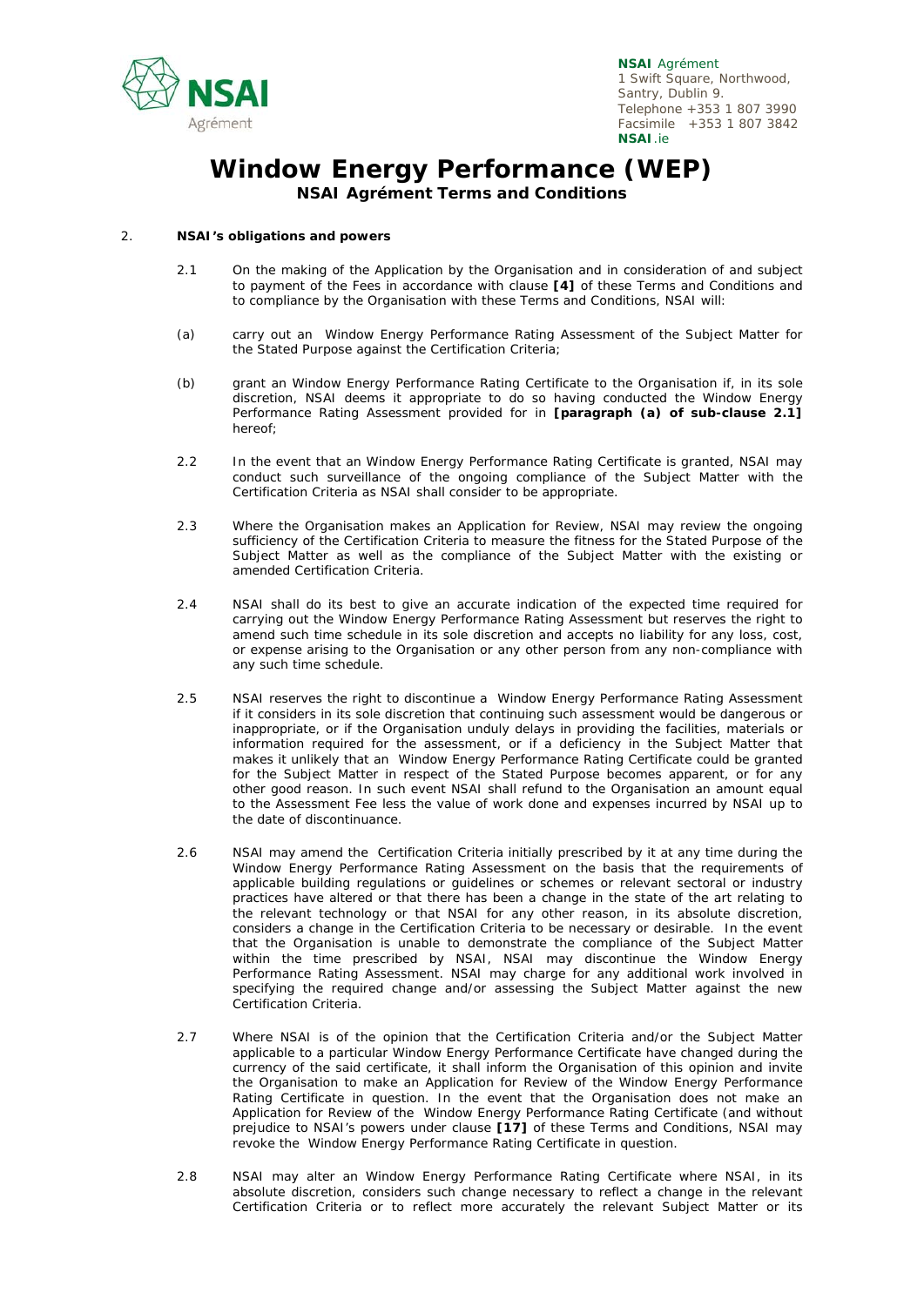# Window Energy Performance (WEP)

## NSAI Agrément Terms and Conditions

2. **NSAI's obligations and powers**

2.1 On the making of the Application by the Organisation and in consideration of and subject to payment of the Fees in accordance with clause **[4]** of these Terms and Conditions and to compliance by the Organisation with these Terms and Conditions, NSAI will:

(a) carry out an Window Energy Performance Rating Assessment of the Subject Matter for the Stated Purpose against the Certification Criteria;

(b) grant an Window Energy Performance Rating Certificate to the Organisation if, in its sole discretion, NSAI deems it appropriate to do so having conducted the Window Energy Performance Rating Assessment provided for in **[paragraph (a) of sub-clause 2.1]** hereof;

2.2 In the event that an Window Energy Performance Rating Certificate is granted, NSAI may conduct such surveillance of the ongoing compliance of the Subject Matter with the Certification Criteria as NSAI shall consider to be appropriate.

2.3 Where the Organisation makes an Application for Review, NSAI may review the ongoing sufficiency of the Certification Criteria to measure the fitness for the Stated Purpose of the Subject Matter as well as the compliance of the Subject Matter with the existing or amended Certification Criteria.

2.4 NSAI shall do its best to give an accurate indication of the expected time required for carrying out the Window Energy Performance Rating Assessment but reserves the right to amend such time schedule in its sole discretion and accepts no liability for any loss, cost, or expense arising to the Organisation or any other person from any non-compliance with any such time schedule.

2.5 NSAI reserves the right to discontinue a Window Energy Performance Rating Assessment if it considers in its sole discretion that continuing such assessment would be dangerous or inappropriate, or if the Organisation unduly delays in providing the facilities, materials or information required for the assessment, or if a deficiency in the Subject Matter that makes it unlikely that an Window Energy Performance Rating Certificate could be granted for the Subject Matter in respect of the Stated Purpose becomes apparent, or for any other good reason. In such event NSAI shall refund to the Organisation an amount equal to the Assessment Fee less the value of work done and expenses incurred by NSAI up to the date of discontinuance.

2.6 NSAI may amend the Certification Criteria initially prescribed by it at any time during the Window Energy Performance Rating Assessment on the basis that the requirements of applicable building regulations or guidelines or schemes or relevant sectoral or industry practices have altered or that there has been a change in the state of the art relating to the relevant technology or that NSAI for any other reason, in its absolute discretion, considers a change in the Certification Criteria to be necessary or desirable. In the event that the Organisation is unable to demonstrate the compliance of the Subject Matter within the time prescribed by NSAI, NSAI may discontinue the Window Energy Performance Rating Assessment. NSAI may charge for any additional work involved in specifying the required change and/or assessing the Subject Matter against the new Certification Criteria.

2.7 Where NSAI is of the opinion that the Certification Criteria and/or the Subject Matter applicable to a particular Window Energy Performance Certificate have changed during the currency of the said certificate, it shall inform the Organisation of this opinion and invite the Organisation to make an Application for Review of the Window Energy Performance Rating Certificate in question. In the event that the Organisation does not make an Application for Review of the Window Energy Performance Rating Certificate (and without prejudice to NSAI's powers under clause **[17]** of these Terms and Conditions, NSAI may revoke the Window Energy Performance Rating Certificate in question.

2.8 NSAI may alter an Window Energy Performance Rating Certificate where NSAI, in its absolute discretion, considers such change necessary to reflect a change in the relevant Certification Criteria or to reflect more accurately the relevant Subject Matter or its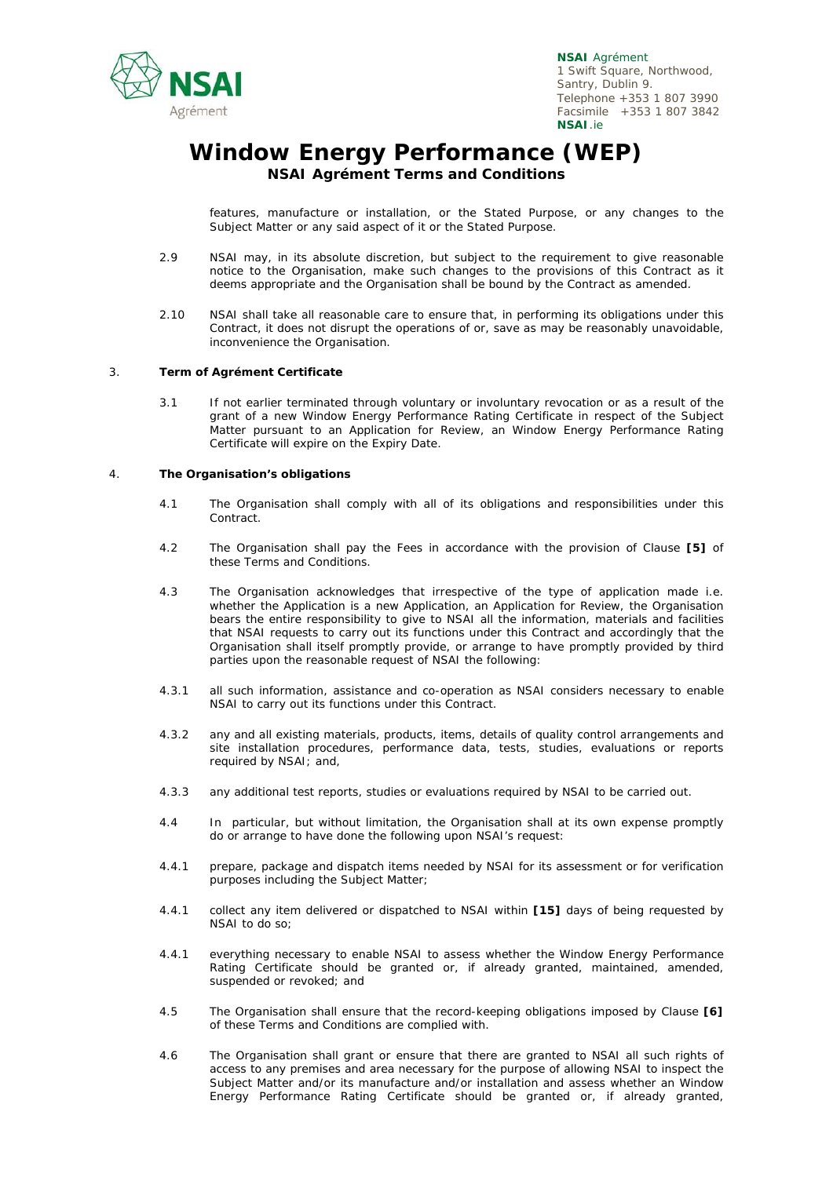features, manufacture or installation, or the Stated Purpose, or any changes to the Subject Matter or any said aspect of it or the Stated Purpose.

2.9 NSAI may, in its absolute discretion, but subject to the requirement to give reasonable notice to the Organisation, make such changes to the provisions of this Contract as it deems appropriate and the Organisation shall be bound by the Contract as amended.

2.10 NSAI shall take all reasonable care to ensure that, in performing its obligations under this Contract, it does not disrupt the operations of or, save as may be reasonably unavoidable, inconvenience the Organisation.

## 3. Term of Agrément Certificate

3.1 If not earlier terminated through voluntary or involuntary revocation or as a result of the grant of a new Window Energy Performance Rating Certificate in respect of the Subject Matter pursuant to an Application for Review, an Window Energy Performance Rating Certificate will expire on the Expiry Date.

## 4. The Organisation's obligations

4.1 The Organisation shall comply with all of its obligations and responsibilities under this Contract.

4.2 The Organisation shall pay the Fees in accordance with the provision of Clause **[5]** of these Terms and Conditions.

4.3 The Organisation acknowledges that irrespective of the type of application made i.e. whether the Application is a new Application, an Application for Review, the Organisation bears the entire responsibility to give to NSAI all the information, materials and facilities that NSAI requests to carry out its functions under this Contract and accordingly that the Organisation shall itself promptly provide, or arrange to have promptly provided by third parties upon the reasonable request of NSAI the following:

4.3.1 all such information, assistance and co-operation as NSAI considers necessary to enable NSAI to carry out its functions under this Contract.

4.3.2 any and all existing materials, products, items, details of quality control arrangements and site installation procedures, performance data, tests, studies, evaluations or reports required by NSAI; and,

4.3.3 any additional test reports, studies or evaluations required by NSAI to be carried out.

4.4 In particular, but without limitation, the Organisation shall at its own expense promptly do or arrange to have done the following upon NSAI's request:

4.4.1 prepare, package and dispatch items needed by NSAI for its assessment or for verification purposes including the Subject Matter;

4.4.1 collect any item delivered or dispatched to NSAI within **[15]** days of being requested by NSAI to do so;

4.4.1 everything necessary to enable NSAI to assess whether the Window Energy Performance Rating Certificate should be granted or, if already granted, maintained, amended, suspended or revoked; and

4.5 The Organisation shall ensure that the record-keeping obligations imposed by Clause **[6]** of these Terms and Conditions are complied with.

4.6 The Organisation shall grant or ensure that there are granted to NSAI all such rights of access to any premises and area necessary for the purpose of allowing NSAI to inspect the Subject Matter and/or its manufacture and/or installation and assess whether an Window Energy Performance Rating Certificate should be granted or, if already granted,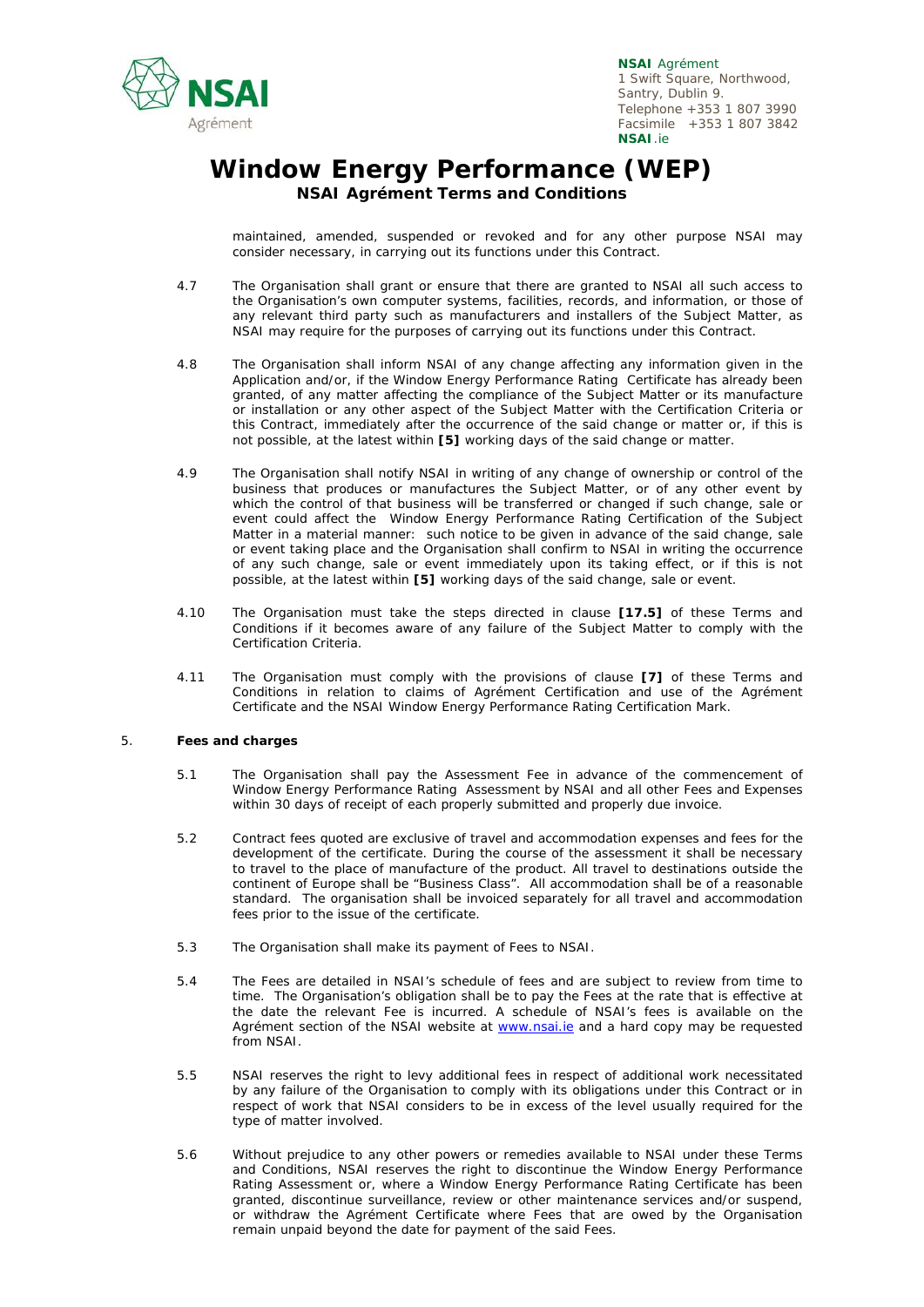maintained, amended, suspended or revoked and for any other purpose NSAI may consider necessary, in carrying out its functions under this Contract.

4.7 The Organisation shall grant or ensure that there are granted to NSAI all such access to the Organisation's own computer systems, facilities, records, and information, or those of any relevant third party such as manufacturers and installers of the Subject Matter, as NSAI may require for the purposes of carrying out its functions under this Contract.

4.8 The Organisation shall inform NSAI of any change affecting any information given in the Application and/or, if the Window Energy Performance Rating Certificate has already been granted, of any matter affecting the compliance of the Subject Matter or its manufacture or installation or any other aspect of the Subject Matter with the Certification Criteria or this Contract, immediately after the occurrence of the said change or matter or, if this is not possible, at the latest within **[5]** working days of the said change or matter.

4.9 The Organisation shall notify NSAI in writing of any change of ownership or control of the business that produces or manufactures the Subject Matter, or of any other event by which the control of that business will be transferred or changed if such change, sale or event could affect the Window Energy Performance Rating Certification of the Subject Matter in a material manner: such notice to be given in advance of the said change, sale or event taking place and the Organisation shall confirm to NSAI in writing the occurrence of any such change, sale or event immediately upon its taking effect, or if this is not possible, at the latest within **[5]** working days of the said change, sale or event.

4.10 The Organisation must take the steps directed in clause **[17.5]** of these Terms and Conditions if it becomes aware of any failure of the Subject Matter to comply with the Certification Criteria.

4.11 The Organisation must comply with the provisions of clause **[7]** of these Terms and Conditions in relation to claims of Agrément Certification and use of the Agrément Certificate and the NSAI Window Energy Performance Rating Certification Mark.

## 5. Fees and charges

5.1 The Organisation shall pay the Assessment Fee in advance of the commencement of Window Energy Performance Rating Assessment by NSAI and all other Fees and Expenses within 30 days of receipt of each properly submitted and properly due invoice.

5.2 Contract fees quoted are exclusive of travel and accommodation expenses and fees for the development of the certificate. During the course of the assessment it shall be necessary to travel to the place of manufacture of the product. All travel to destinations outside the continent of Europe shall be "Business Class". All accommodation shall be of a reasonable standard. The organisation shall be invoiced separately for all travel and accommodation fees prior to the issue of the certificate.

5.3 The Organisation shall make its payment of Fees to NSAI.

5.4 The Fees are detailed in NSAI's schedule of fees and are subject to review from time to time. The Organisation's obligation shall be to pay the Fees at the rate that is effective at the date the relevant Fee is incurred. A schedule of NSAI's fees is available on the Agrément section of the NSAI website at www.nsai.ie and a hard copy may be requested from NSAI.

5.5 NSAI reserves the right to levy additional fees in respect of additional work necessitated by any failure of the Organisation to comply with its obligations under this Contract or in respect of work that NSAI considers to be in excess of the level usually required for the type of matter involved.

5.6 Without prejudice to any other powers or remedies available to NSAI under these Terms and Conditions, NSAI reserves the right to discontinue the Window Energy Performance Rating Assessment or, where a Window Energy Performance Rating Certificate has been granted, discontinue surveillance, review or other maintenance services and/or suspend, or withdraw the Agrément Certificate where Fees that are owed by the Organisation remain unpaid beyond the date for payment of the said Fees.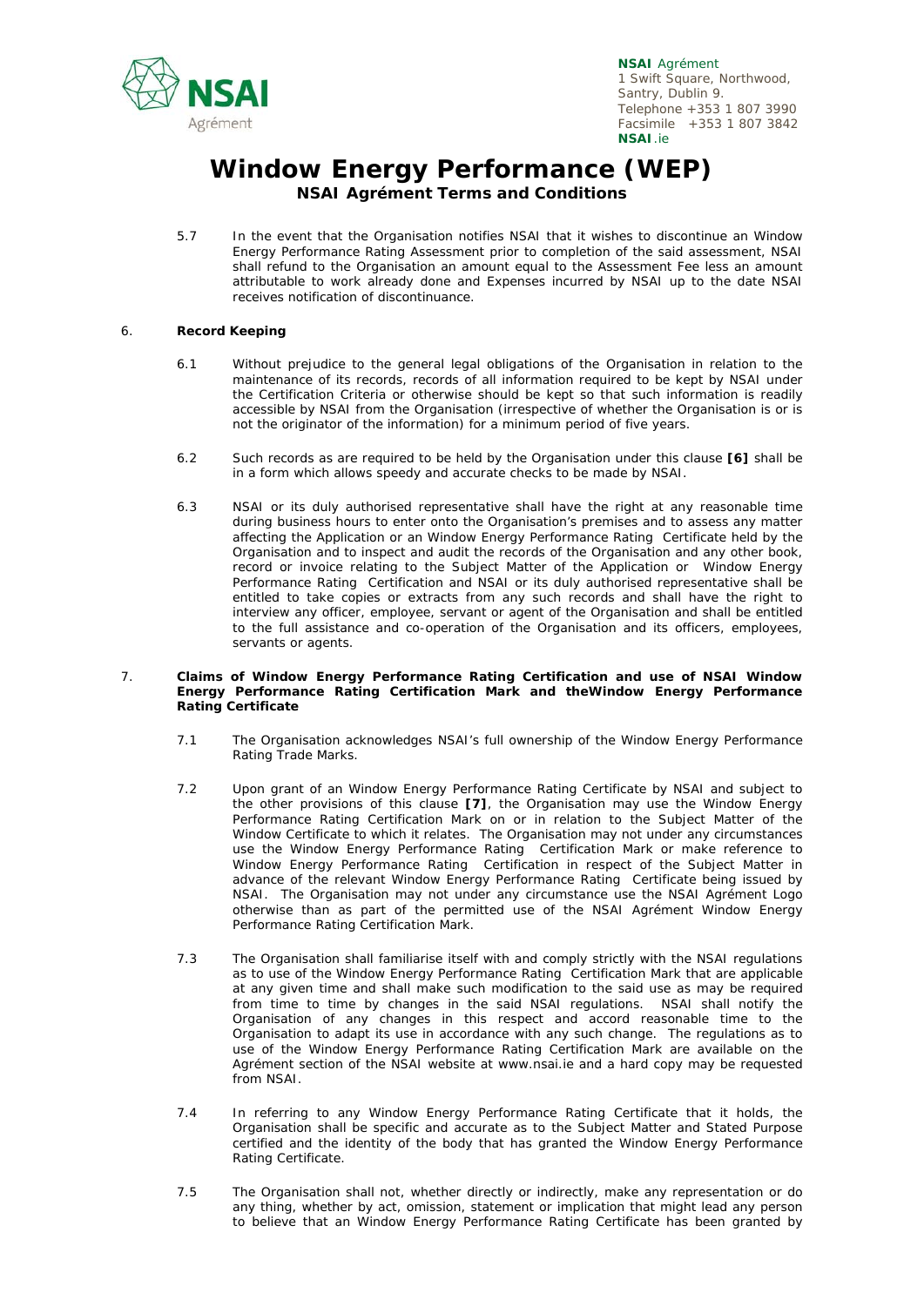# Window Energy Performance (WEP)

## NSAI Agrément Terms and Conditions

5.7 In the event that the Organisation notifies NSAI that it wishes to discontinue an Window Energy Performance Rating Assessment prior to completion of the said assessment, NSAI shall refund to the Organisation an amount equal to the Assessment Fee less an amount attributable to work already done and Expenses incurred by NSAI up to the date NSAI receives notification of discontinuance.

### 6. Record Keeping

6.1 Without prejudice to the general legal obligations of the Organisation in relation to the maintenance of its records, records of all information required to be kept by NSAI under the Certification Criteria or otherwise should be kept so that such information is readily accessible by NSAI from the Organisation (irrespective of whether the Organisation is or is not the originator of the information) for a minimum period of five years.

6.2 Such records as are required to be held by the Organisation under this clause **[6]** shall be in a form which allows speedy and accurate checks to be made by NSAI.

6.3 NSAI or its duly authorised representative shall have the right at any reasonable time during business hours to enter onto the Organisation's premises and to assess any matter affecting the Application or an Window Energy Performance Rating Certificate held by the Organisation and to inspect and audit the records of the Organisation and any other book, record or invoice relating to the Subject Matter of the Application or Window Energy Performance Rating Certification and NSAI or its duly authorised representative shall be entitled to take copies or extracts from any such records and shall have the right to interview any officer, employee, servant or agent of the Organisation and shall be entitled to the full assistance and co-operation of the Organisation and its officers, employees, servants or agents.

### 7. Claims of Window Energy Performance Rating Certification and use of NSAI Window Energy Performance Rating Certification Mark and theWindow Energy Performance Rating Certificate

7.1 The Organisation acknowledges NSAI's full ownership of the Window Energy Performance Rating Trade Marks.

7.2 Upon grant of an Window Energy Performance Rating Certificate by NSAI and subject to the other provisions of this clause **[7]**, the Organisation may use the Window Energy Performance Rating Certification Mark on or in relation to the Subject Matter of the Window Certificate to which it relates. The Organisation may not under any circumstances use the Window Energy Performance Rating Certification Mark or make reference to Window Energy Performance Rating Certification in respect of the Subject Matter in advance of the relevant Window Energy Performance Rating Certificate being issued by NSAI. The Organisation may not under any circumstance use the NSAI Agrément Logo otherwise than as part of the permitted use of the NSAI Agrément Window Energy Performance Rating Certification Mark.

7.3 The Organisation shall familiarise itself with and comply strictly with the NSAI regulations as to use of the Window Energy Performance Rating Certification Mark that are applicable at any given time and shall make such modification to the said use as may be required from time to time by changes in the said NSAI regulations. NSAI shall notify the Organisation of any changes in this respect and accord reasonable time to the Organisation to adapt its use in accordance with any such change. The regulations as to use of the Window Energy Performance Rating Certification Mark are available on the Agrément section of the NSAI website at www.nsai.ie and a hard copy may be requested from NSAI.

7.4 In referring to any Window Energy Performance Rating Certificate that it holds, the Organisation shall be specific and accurate as to the Subject Matter and Stated Purpose certified and the identity of the body that has granted the Window Energy Performance Rating Certificate.

7.5 The Organisation shall not, whether directly or indirectly, make any representation or do any thing, whether by act, omission, statement or implication that might lead any person to believe that an Window Energy Performance Rating Certificate has been granted by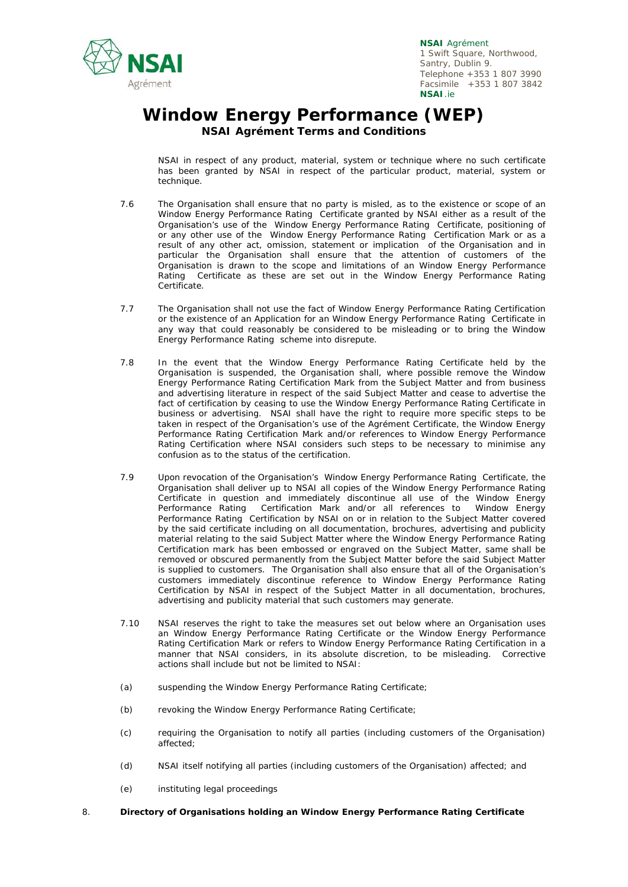NSAI in respect of any product, material, system or technique where no such certificate has been granted by NSAI in respect of the particular product, material, system or technique.

7.6 The Organisation shall ensure that no party is misled, as to the existence or scope of an Window Energy Performance Rating Certificate granted by NSAI either as a result of the Organisation's use of the Window Energy Performance Rating Certificate, positioning of or any other use of the Window Energy Performance Rating Certification Mark or as a result of any other act, omission, statement or implication of the Organisation and in particular the Organisation shall ensure that the attention of customers of the Organisation is drawn to the scope and limitations of an Window Energy Performance Rating Certificate as these are set out in the Window Energy Performance Rating Certificate.

7.7 The Organisation shall not use the fact of Window Energy Performance Rating Certification or the existence of an Application for an Window Energy Performance Rating Certificate in any way that could reasonably be considered to be misleading or to bring the Window Energy Performance Rating scheme into disrepute.

7.8 In the event that the Window Energy Performance Rating Certificate held by the Organisation is suspended, the Organisation shall, where possible remove the Window Energy Performance Rating Certification Mark from the Subject Matter and from business and advertising literature in respect of the said Subject Matter and cease to advertise the fact of certification by ceasing to use the Window Energy Performance Rating Certificate in business or advertising. NSAI shall have the right to require more specific steps to be taken in respect of the Organisation's use of the Agrément Certificate, the Window Energy Performance Rating Certification Mark and/or references to Window Energy Performance Rating Certification where NSAI considers such steps to be necessary to minimise any confusion as to the status of the certification.

7.9 Upon revocation of the Organisation's Window Energy Performance Rating Certificate, the Organisation shall deliver up to NSAI all copies of the Window Energy Performance Rating Certificate in question and immediately discontinue all use of the Window Energy Performance Rating Certification Mark and/or all references to Window Energy Performance Rating Certification by NSAI on or in relation to the Subject Matter covered by the said certificate including on all documentation, brochures, advertising and publicity material relating to the said Subject Matter where the Window Energy Performance Rating Certification mark has been embossed or engraved on the Subject Matter, same shall be removed or obscured permanently from the Subject Matter before the said Subject Matter is supplied to customers. The Organisation shall also ensure that all of the Organisation's customers immediately discontinue reference to Window Energy Performance Rating Certification by NSAI in respect of the Subject Matter in all documentation, brochures, advertising and publicity material that such customers may generate.

7.10 NSAI reserves the right to take the measures set out below where an Organisation uses an Window Energy Performance Rating Certificate or the Window Energy Performance Rating Certification Mark or refers to Window Energy Performance Rating Certification in a manner that NSAI considers, in its absolute discretion, to be misleading. Corrective actions shall include but not be limited to NSAI:

(a) suspending the Window Energy Performance Rating Certificate;

(b) revoking the Window Energy Performance Rating Certificate;

(c) requiring the Organisation to notify all parties (including customers of the Organisation) affected;

(d) NSAI itself notifying all parties (including customers of the Organisation) affected; and

(e) instituting legal proceedings

## 8. Directory of Organisations holding an Window Energy Performance Rating Certificate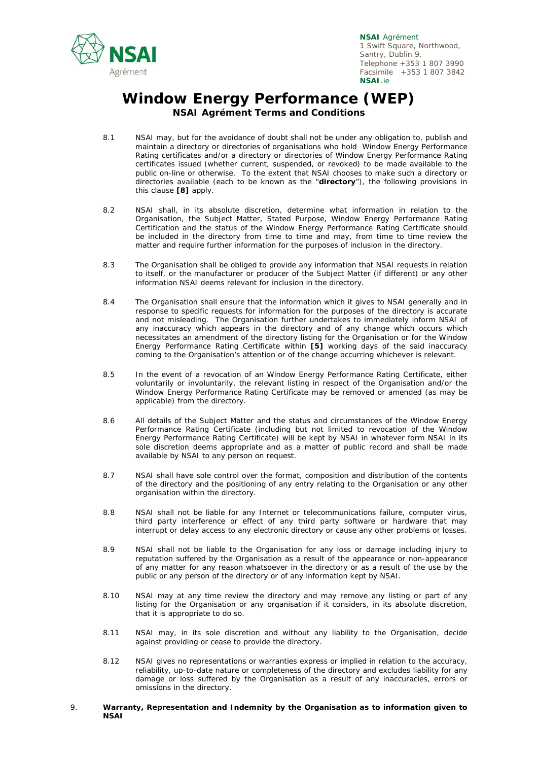# Window Energy Performance (WEP)

## NSAI Agrément Terms and Conditions

8.1 NSAI may, but for the avoidance of doubt shall not be under any obligation to, publish and maintain a directory or directories of organisations who hold Window Energy Performance Rating certificates and/or a directory or directories of Window Energy Performance Rating certificates issued (whether current, suspended, or revoked) to be made available to the public on-line or otherwise. To the extent that NSAI chooses to make such a directory or directories available (each to be known as the "**directory**"), the following provisions in this clause **[8]** apply.

8.2 NSAI shall, in its absolute discretion, determine what information in relation to the Organisation, the Subject Matter, Stated Purpose, Window Energy Performance Rating Certification and the status of the Window Energy Performance Rating Certificate should be included in the directory from time to time and may, from time to time review the matter and require further information for the purposes of inclusion in the directory.

8.3 The Organisation shall be obliged to provide any information that NSAI requests in relation to itself, or the manufacturer or producer of the Subject Matter (if different) or any other information NSAI deems relevant for inclusion in the directory.

8.4 The Organisation shall ensure that the information which it gives to NSAI generally and in response to specific requests for information for the purposes of the directory is accurate and not misleading. The Organisation further undertakes to immediately inform NSAI of any inaccuracy which appears in the directory and of any change which occurs which necessitates an amendment of the directory listing for the Organisation or for the Window Energy Performance Rating Certificate within **[5]** working days of the said inaccuracy coming to the Organisation's attention or of the change occurring whichever is relevant.

8.5 In the event of a revocation of an Window Energy Performance Rating Certificate, either voluntarily or involuntarily, the relevant listing in respect of the Organisation and/or the Window Energy Performance Rating Certificate may be removed or amended (as may be applicable) from the directory.

8.6 All details of the Subject Matter and the status and circumstances of the Window Energy Performance Rating Certificate (including but not limited to revocation of the Window Energy Performance Rating Certificate) will be kept by NSAI in whatever form NSAI in its sole discretion deems appropriate and as a matter of public record and shall be made available by NSAI to any person on request.

8.7 NSAI shall have sole control over the format, composition and distribution of the contents of the directory and the positioning of any entry relating to the Organisation or any other organisation within the directory.

8.8 NSAI shall not be liable for any Internet or telecommunications failure, computer virus, third party interference or effect of any third party software or hardware that may interrupt or delay access to any electronic directory or cause any other problems or losses.

8.9 NSAI shall not be liable to the Organisation for any loss or damage including injury to reputation suffered by the Organisation as a result of the appearance or non-appearance of any matter for any reason whatsoever in the directory or as a result of the use by the public or any person of the directory or of any information kept by NSAI.

8.10 NSAI may at any time review the directory and may remove any listing or part of any listing for the Organisation or any organisation if it considers, in its absolute discretion, that it is appropriate to do so.

8.11 NSAI may, in its sole discretion and without any liability to the Organisation, decide against providing or cease to provide the directory.

8.12 NSAI gives no representations or warranties express or implied in relation to the accuracy, reliability, up-to-date nature or completeness of the directory and excludes liability for any damage or loss suffered by the Organisation as a result of any inaccuracies, errors or omissions in the directory.

9. ***Warranty, Representation and Indemnity by the Organisation as to information given to NSAI***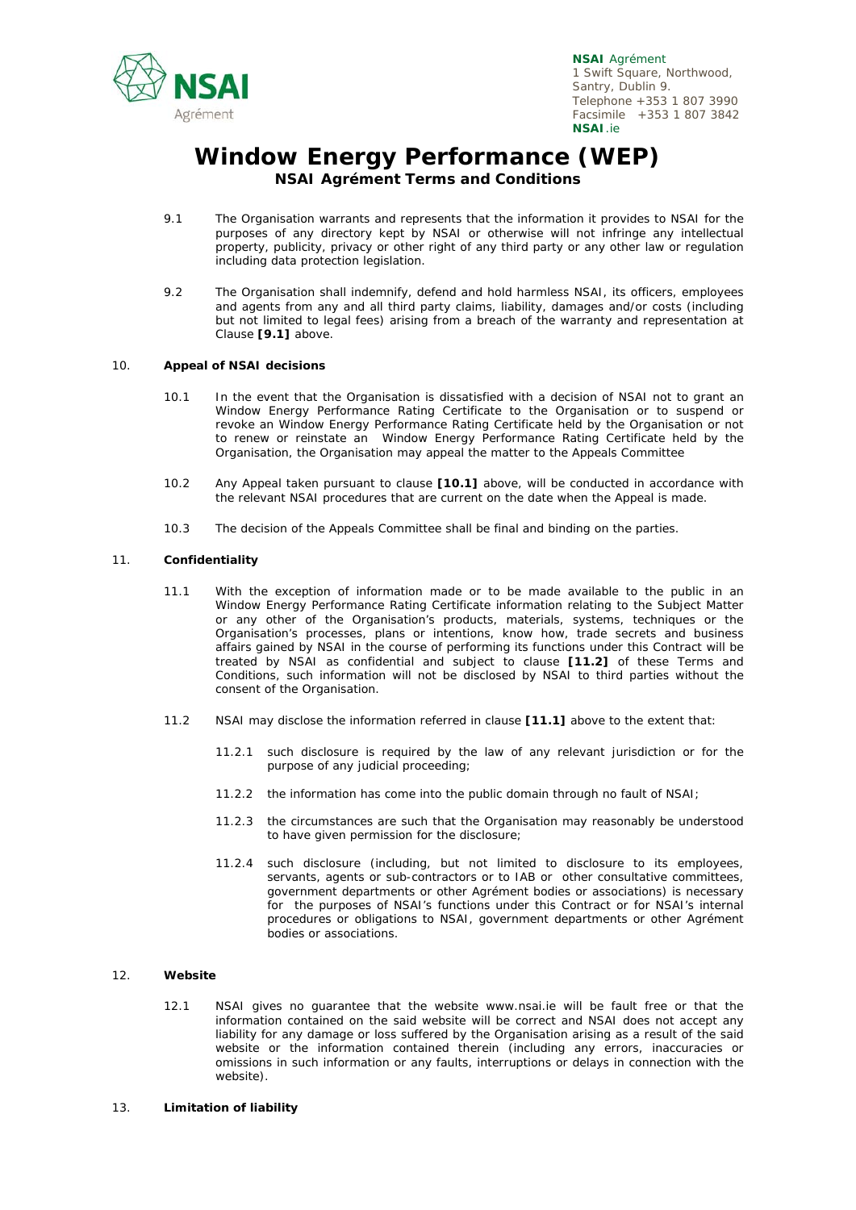# Window Energy Performance (WEP)

## NSAI Agrément Terms and Conditions

9.1 The Organisation warrants and represents that the information it provides to NSAI for the purposes of any directory kept by NSAI or otherwise will not infringe any intellectual property, publicity, privacy or other right of any third party or any other law or regulation including data protection legislation.

9.2 The Organisation shall indemnify, defend and hold harmless NSAI, its officers, employees and agents from any and all third party claims, liability, damages and/or costs (including but not limited to legal fees) arising from a breach of the warranty and representation at Clause **[9.1]** above.

10. **Appeal of NSAI decisions**

10.1 In the event that the Organisation is dissatisfied with a decision of NSAI not to grant an Window Energy Performance Rating Certificate to the Organisation or to suspend or revoke an Window Energy Performance Rating Certificate held by the Organisation or not to renew or reinstate an Window Energy Performance Rating Certificate held by the Organisation, the Organisation may appeal the matter to the Appeals Committee

10.2 Any Appeal taken pursuant to clause **[10.1]** above, will be conducted in accordance with the relevant NSAI procedures that are current on the date when the Appeal is made.

10.3 The decision of the Appeals Committee shall be final and binding on the parties.

11. **Confidentiality**

11.1 With the exception of information made or to be made available to the public in an Window Energy Performance Rating Certificate information relating to the Subject Matter or any other of the Organisation's products, materials, systems, techniques or the Organisation's processes, plans or intentions, know how, trade secrets and business affairs gained by NSAI in the course of performing its functions under this Contract will be treated by NSAI as confidential and subject to clause **[11.2]** of these Terms and Conditions, such information will not be disclosed by NSAI to third parties without the consent of the Organisation.

11.2 NSAI may disclose the information referred in clause **[11.1]** above to the extent that:

11.2.1 such disclosure is required by the law of any relevant jurisdiction or for the purpose of any judicial proceeding;

11.2.2 the information has come into the public domain through no fault of NSAI;

11.2.3 the circumstances are such that the Organisation may reasonably be understood to have given permission for the disclosure;

11.2.4 such disclosure (including, but not limited to disclosure to its employees, servants, agents or sub-contractors or to IAB or other consultative committees, government departments or other Agrément bodies or associations) is necessary for the purposes of NSAI's functions under this Contract or for NSAI's internal procedures or obligations to NSAI, government departments or other Agrément bodies or associations.

12. **Website**

12.1 NSAI gives no guarantee that the website www.nsai.ie will be fault free or that the information contained on the said website will be correct and NSAI does not accept any liability for any damage or loss suffered by the Organisation arising as a result of the said website or the information contained therein (including any errors, inaccuracies or omissions in such information or any faults, interruptions or delays in connection with the website).

13. **Limitation of liability**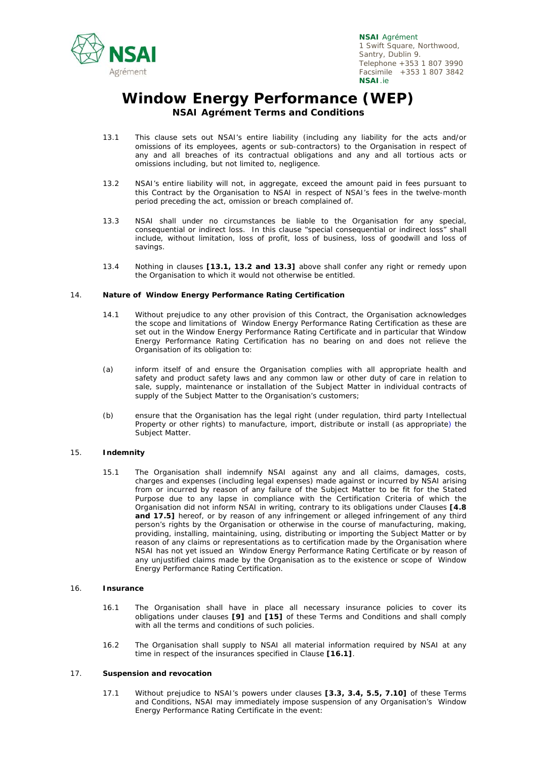# Window Energy Performance (WEP)

## NSAI Agrément Terms and Conditions

13.1 This clause sets out NSAI's entire liability (including any liability for the acts and/or omissions of its employees, agents or sub-contractors) to the Organisation in respect of any and all breaches of its contractual obligations and any and all tortious acts or omissions including, but not limited to, negligence.

13.2 NSAI's entire liability will not, in aggregate, exceed the amount paid in fees pursuant to this Contract by the Organisation to NSAI in respect of NSAI's fees in the twelve-month period preceding the act, omission or breach complained of.

13.3 NSAI shall under no circumstances be liable to the Organisation for any special, consequential or indirect loss. In this clause "special consequential or indirect loss" shall include, without limitation, loss of profit, loss of business, loss of goodwill and loss of savings.

13.4 Nothing in clauses **[13.1, 13.2 and 13.3]** above shall confer any right or remedy upon the Organisation to which it would not otherwise be entitled.

### 14. Nature of Window Energy Performance Rating Certification

14.1 Without prejudice to any other provision of this Contract, the Organisation acknowledges the scope and limitations of Window Energy Performance Rating Certification as these are set out in the Window Energy Performance Rating Certificate and in particular that Window Energy Performance Rating Certification has no bearing on and does not relieve the Organisation of its obligation to:

(a) inform itself of and ensure the Organisation complies with all appropriate health and safety and product safety laws and any common law or other duty of care in relation to sale, supply, maintenance or installation of the Subject Matter in individual contracts of supply of the Subject Matter to the Organisation's customers;

(b) ensure that the Organisation has the legal right (under regulation, third party Intellectual Property or other rights) to manufacture, import, distribute or install (as appropriate) the Subject Matter.

### 15. Indemnity

15.1 The Organisation shall indemnify NSAI against any and all claims, damages, costs, charges and expenses (including legal expenses) made against or incurred by NSAI arising from or incurred by reason of any failure of the Subject Matter to be fit for the Stated Purpose due to any lapse in compliance with the Certification Criteria of which the Organisation did not inform NSAI in writing, contrary to its obligations under Clauses **[4.8 and 17.5]** hereof, or by reason of any infringement or alleged infringement of any third person's rights by the Organisation or otherwise in the course of manufacturing, making, providing, installing, maintaining, using, distributing or importing the Subject Matter or by reason of any claims or representations as to certification made by the Organisation where NSAI has not yet issued an Window Energy Performance Rating Certificate or by reason of any unjustified claims made by the Organisation as to the existence or scope of Window Energy Performance Rating Certification.

### 16. Insurance

16.1 The Organisation shall have in place all necessary insurance policies to cover its obligations under clauses **[9]** and **[15]** of these Terms and Conditions and shall comply with all the terms and conditions of such policies.

16.2 The Organisation shall supply to NSAI all material information required by NSAI at any time in respect of the insurances specified in Clause **[16.1]**.

### 17. Suspension and revocation

17.1 Without prejudice to NSAI's powers under clauses **[3.3, 3.4, 5.5, 7.10]** of these Terms and Conditions, NSAI may immediately impose suspension of any Organisation's Window Energy Performance Rating Certificate in the event: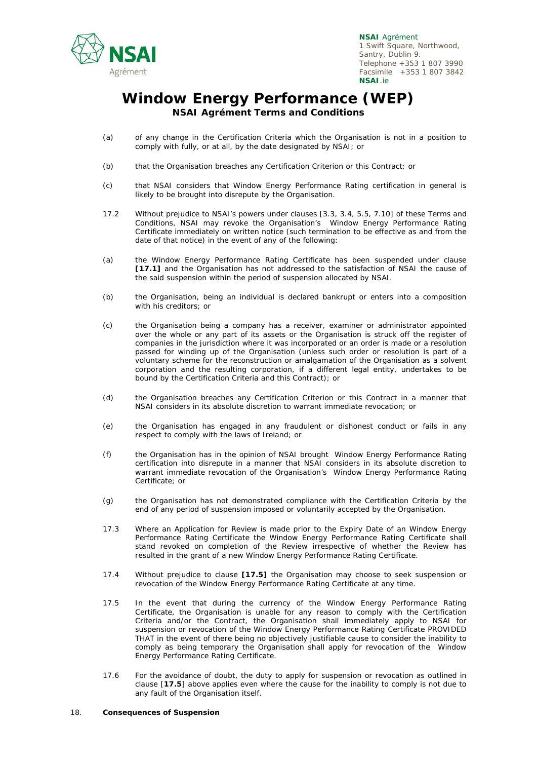# Window Energy Performance (WEP)

### NSAI Agrément Terms and Conditions

(a) of any change in the Certification Criteria which the Organisation is not in a position to comply with fully, or at all, by the date designated by NSAI; or

(b) that the Organisation breaches any Certification Criterion or this Contract; or

(c) that NSAI considers that Window Energy Performance Rating certification in general is likely to be brought into disrepute by the Organisation.

17.2 Without prejudice to NSAI's powers under clauses [3.3, 3.4, 5.5, 7.10] of these Terms and Conditions, NSAI may revoke the Organisation's Window Energy Performance Rating Certificate immediately on written notice (such termination to be effective as and from the date of that notice) in the event of any of the following:

(a) the Window Energy Performance Rating Certificate has been suspended under clause **[17.1]** and the Organisation has not addressed to the satisfaction of NSAI the cause of the said suspension within the period of suspension allocated by NSAI.

(b) the Organisation, being an individual is declared bankrupt or enters into a composition with his creditors; or

(c) the Organisation being a company has a receiver, examiner or administrator appointed over the whole or any part of its assets or the Organisation is struck off the register of companies in the jurisdiction where it was incorporated or an order is made or a resolution passed for winding up of the Organisation (unless such order or resolution is part of a voluntary scheme for the reconstruction or amalgamation of the Organisation as a solvent corporation and the resulting corporation, if a different legal entity, undertakes to be bound by the Certification Criteria and this Contract); or

(d) the Organisation breaches any Certification Criterion or this Contract in a manner that NSAI considers in its absolute discretion to warrant immediate revocation; or

(e) the Organisation has engaged in any fraudulent or dishonest conduct or fails in any respect to comply with the laws of Ireland; or

(f) the Organisation has in the opinion of NSAI brought Window Energy Performance Rating certification into disrepute in a manner that NSAI considers in its absolute discretion to warrant immediate revocation of the Organisation's Window Energy Performance Rating Certificate; or

(g) the Organisation has not demonstrated compliance with the Certification Criteria by the end of any period of suspension imposed or voluntarily accepted by the Organisation.

17.3 Where an Application for Review is made prior to the Expiry Date of an Window Energy Performance Rating Certificate the Window Energy Performance Rating Certificate shall stand revoked on completion of the Review irrespective of whether the Review has resulted in the grant of a new Window Energy Performance Rating Certificate.

17.4 Without prejudice to clause **[17.5]** the Organisation may choose to seek suspension or revocation of the Window Energy Performance Rating Certificate at any time.

17.5 In the event that during the currency of the Window Energy Performance Rating Certificate, the Organisation is unable for any reason to comply with the Certification Criteria and/or the Contract, the Organisation shall immediately apply to NSAI for suspension or revocation of the Window Energy Performance Rating Certificate PROVIDED THAT in the event of there being no objectively justifiable cause to consider the inability to comply as being temporary the Organisation shall apply for revocation of the Window Energy Performance Rating Certificate.

17.6 For the avoidance of doubt, the duty to apply for suspension or revocation as outlined in clause [**17.5**] above applies even where the cause for the inability to comply is not due to any fault of the Organisation itself.

18. **Consequences of Suspension**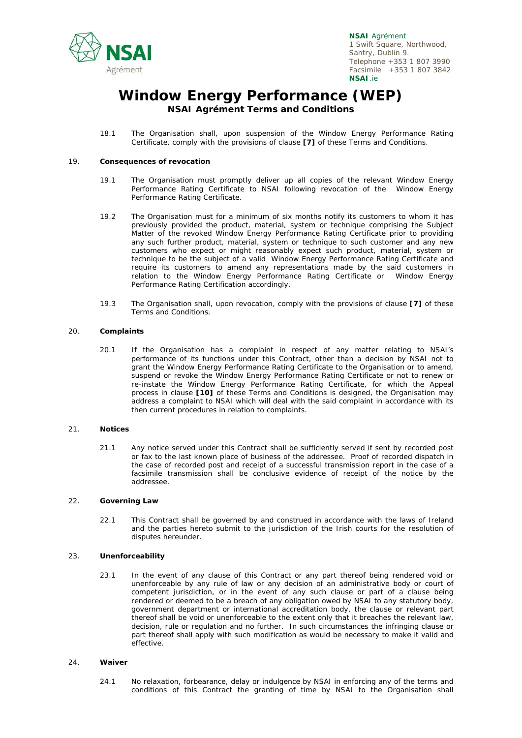18.1 The Organisation shall, upon suspension of the Window Energy Performance Rating Certificate, comply with the provisions of clause **[7]** of these Terms and Conditions.

## 19. Consequences of revocation

19.1 The Organisation must promptly deliver up all copies of the relevant Window Energy Performance Rating Certificate to NSAI following revocation of the Window Energy Performance Rating Certificate.

19.2 The Organisation must for a minimum of six months notify its customers to whom it has previously provided the product, material, system or technique comprising the Subject Matter of the revoked Window Energy Performance Rating Certificate prior to providing any such further product, material, system or technique to such customer and any new customers who expect or might reasonably expect such product, material, system or technique to be the subject of a valid Window Energy Performance Rating Certificate and require its customers to amend any representations made by the said customers in relation to the Window Energy Performance Rating Certificate or Window Energy Performance Rating Certification accordingly.

19.3 The Organisation shall, upon revocation, comply with the provisions of clause **[7]** of these Terms and Conditions.

## 20. Complaints

20.1 If the Organisation has a complaint in respect of any matter relating to NSAI's performance of its functions under this Contract, other than a decision by NSAI not to grant the Window Energy Performance Rating Certificate to the Organisation or to amend, suspend or revoke the Window Energy Performance Rating Certificate or not to renew or re-instate the Window Energy Performance Rating Certificate, for which the Appeal process in clause **[10]** of these Terms and Conditions is designed, the Organisation may address a complaint to NSAI which will deal with the said complaint in accordance with its then current procedures in relation to complaints.

## 21. Notices

21.1 Any notice served under this Contract shall be sufficiently served if sent by recorded post or fax to the last known place of business of the addressee. Proof of recorded dispatch in the case of recorded post and receipt of a successful transmission report in the case of a facsimile transmission shall be conclusive evidence of receipt of the notice by the addressee.

## 22. Governing Law

22.1 This Contract shall be governed by and construed in accordance with the laws of Ireland and the parties hereto submit to the jurisdiction of the Irish courts for the resolution of disputes hereunder.

## 23. Unenforceability

23.1 In the event of any clause of this Contract or any part thereof being rendered void or unenforceable by any rule of law or any decision of an administrative body or court of competent jurisdiction, or in the event of any such clause or part of a clause being rendered or deemed to be a breach of any obligation owed by NSAI to any statutory body, government department or international accreditation body, the clause or relevant part thereof shall be void or unenforceable to the extent only that it breaches the relevant law, decision, rule or regulation and no further. In such circumstances the infringing clause or part thereof shall apply with such modification as would be necessary to make it valid and effective.

## 24. Waiver

24.1 No relaxation, forbearance, delay or indulgence by NSAI in enforcing any of the terms and conditions of this Contract the granting of time by NSAI to the Organisation shall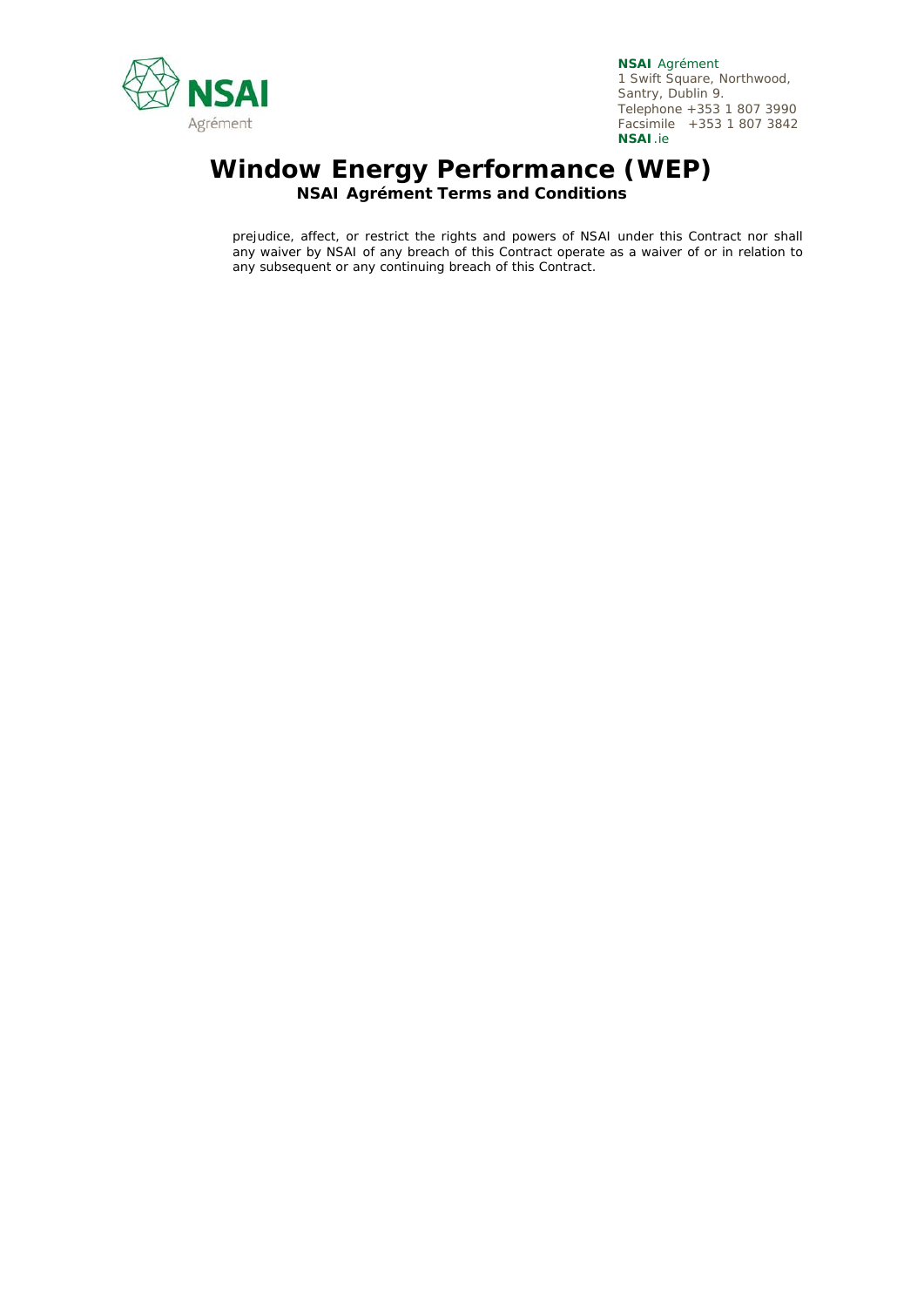prejudice, affect, or restrict the rights and powers of NSAI under this Contract nor shall any waiver by NSAI of any breach of this Contract operate as a waiver of or in relation to any subsequent or any continuing breach of this Contract.